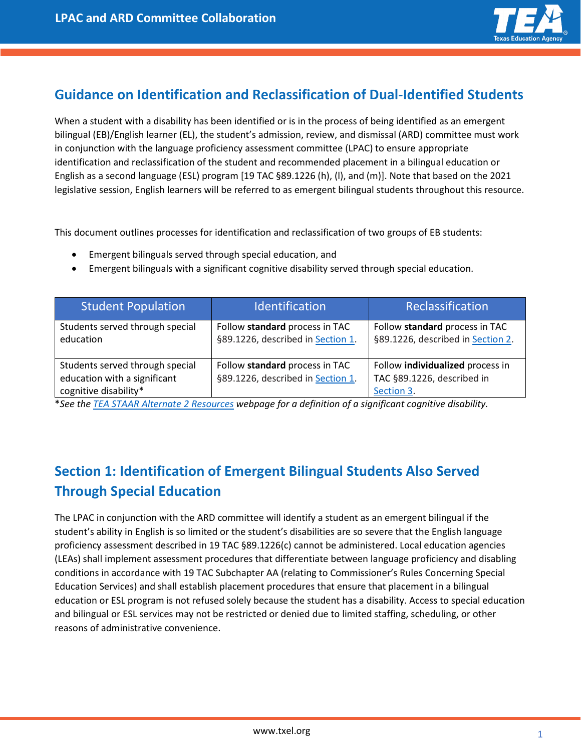## Guidance on Identification and Reclassification of Dual-Identified Students

When a student with a disability has been identified or is in the process of being identified as an emergent bilingual (EB)/English learner (EL), the student's admission, review, and dismissal (ARD) committee must work in conjunction with the language proficiency assessment committee (LPAC) to ensure appropriate identification and reclassification of the student and recommended placement in a bilingual education or English as a second language (ESL) program [19 TAC §89.1226 (h), (l), and (m)]. Note that based on the 2021 legislative session, English learners will be referred to as emergent bilingual students throughout this resource.

This document outlines processes for identification and reclassification of two groups of EB students:

- Emergent bilinguals served through special education, and
- Emergent bilinguals with a significant cognitive disability served through special education.

| Student Population | Identification | Reclassification |
|---|---|---|
| Students served through special education | Follow **standard** process in TAC §89.1226, described in Section 1. | Follow **standard** process in TAC §89.1226, described in Section 2. |
| Students served through special education with a significant cognitive disability* | Follow **standard** process in TAC §89.1226, described in Section 1. | Follow **individualized** process in TAC §89.1226, described in Section 3. |

**See the TAEA STAAR Alternate 2 Resources webpage for a definition of a significant cognitive disability.*

## Section 1: Identification of Emergent Bilingual Students Also Served Through Special Education

The LPAC in conjunction with the ARD committee will identify a student as an emergent bilingual if the student's ability in English is so limited or the student's disabilities are so severe that the English language proficiency assessment described in 19 TAC §89.1226(c) cannot be administered. Local education agencies (LEAs) shall implement assessment procedures that differentiate between language proficiency and disabling conditions in accordance with 19 TAC Subchapter AA (relating to Commissioner's Rules Concerning Special Education Services) and shall establish placement procedures that ensure that placement in a bilingual education or ESL program is not refused solely because the student has a disability. Access to special education and bilingual or ESL services may not be restricted or denied due to limited staffing, scheduling, or other reasons of administrative convenience.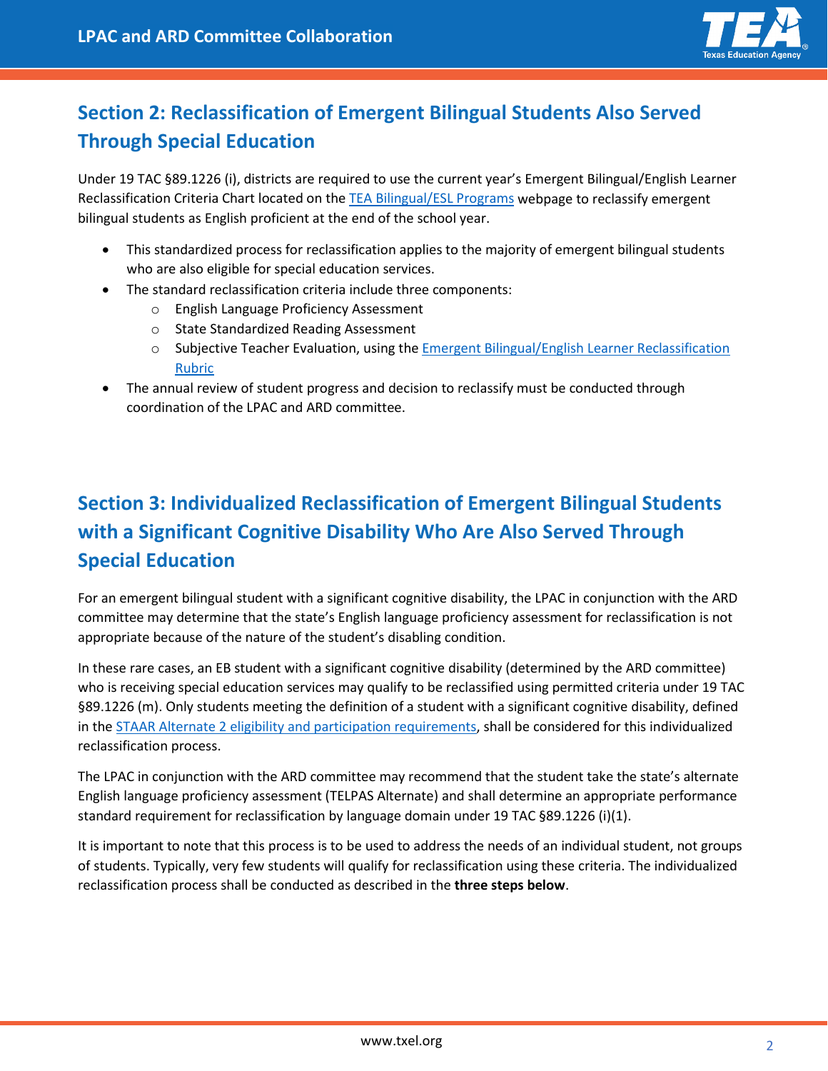## Section 2: Reclassification of Emergent Bilingual Students Also Served Through Special Education

Under 19 TAC §89.1226 (i), districts are required to use the current year's Emergent Bilingual/English Learner Reclassification Criteria Chart located on the TEA Bilingual/ESL Programs webpage to reclassify emergent bilingual students as English proficient at the end of the school year.

- This standardized process for reclassification applies to the majority of emergent bilingual students who are also eligible for special education services.
- The standard reclassification criteria include three components:
  - English Language Proficiency Assessment
  - State Standardized Reading Assessment
  - Subjective Teacher Evaluation, using the Emergent Bilingual/English Learner Reclassification Rubric
- The annual review of student progress and decision to reclassify must be conducted through coordination of the LPAC and ARD committee.

## Section 3: Individualized Reclassification of Emergent Bilingual Students with a Significant Cognitive Disability Who Are Also Served Through Special Education

For an emergent bilingual student with a significant cognitive disability, the LPAC in conjunction with the ARD committee may determine that the state's English language proficiency assessment for reclassification is not appropriate because of the nature of the student's disabling condition.

In these rare cases, an EB student with a significant cognitive disability (determined by the ARD committee) who is receiving special education services may qualify to be reclassified using permitted criteria under 19 TAC §89.1226 (m). Only students meeting the definition of a student with a significant cognitive disability, defined in the STAAR Alternate 2 eligibility and participation requirements, shall be considered for this individualized reclassification process.

The LPAC in conjunction with the ARD committee may recommend that the student take the state's alternate English language proficiency assessment (TELPAS Alternate) and shall determine an appropriate performance standard requirement for reclassification by language domain under 19 TAC §89.1226 (i)(1).

It is important to note that this process is to be used to address the needs of an individual student, not groups of students. Typically, very few students will qualify for reclassification using these criteria. The individualized reclassification process shall be conducted as described in the **three steps below**.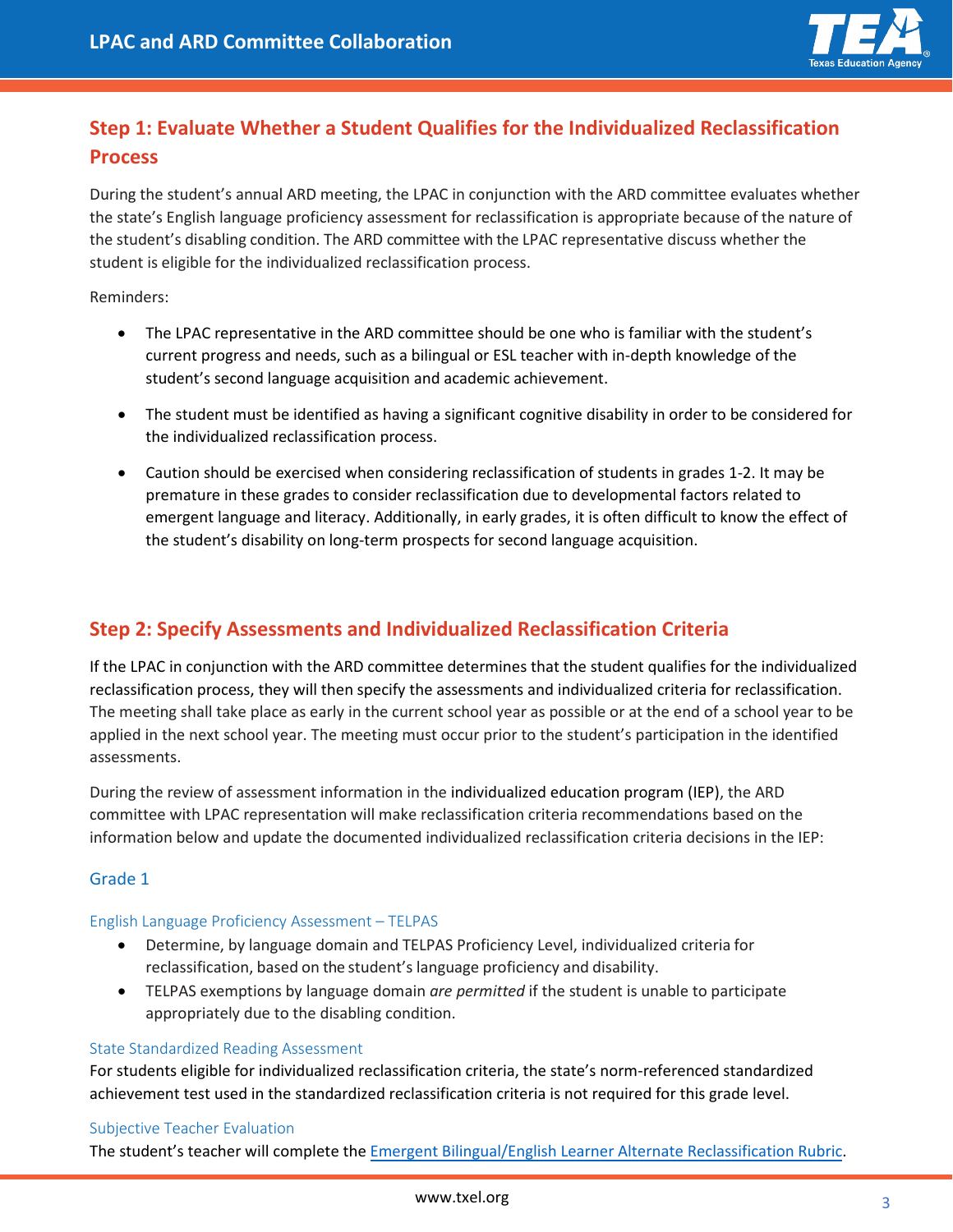## Step 1: Evaluate Whether a Student Qualifies for the Individualized Reclassification Process

During the student's annual ARD meeting, the LPAC in conjunction with the ARD committee evaluates whether the state's English language proficiency assessment for reclassification is appropriate because of the nature of the student's disabling condition. The ARD committee with the LPAC representative discuss whether the student is eligible for the individualized reclassification process.

Reminders:

- The LPAC representative in the ARD committee should be one who is familiar with the student's current progress and needs, such as a bilingual or ESL teacher with in-depth knowledge of the student's second language acquisition and academic achievement.
- The student must be identified as having a significant cognitive disability in order to be considered for the individualized reclassification process.
- Caution should be exercised when considering reclassification of students in grades 1-2. It may be premature in these grades to consider reclassification due to developmental factors related to emergent language and literacy. Additionally, in early grades, it is often difficult to know the effect of the student's disability on long-term prospects for second language acquisition.

## Step 2: Specify Assessments and Individualized Reclassification Criteria

If the LPAC in conjunction with the ARD committee determines that the student qualifies for the individualized reclassification process, they will then specify the assessments and individualized criteria for reclassification. The meeting shall take place as early in the current school year as possible or at the end of a school year to be applied in the next school year. The meeting must occur prior to the student's participation in the identified assessments.

During the review of assessment information in the individualized education program (IEP), the ARD committee with LPAC representation will make reclassification criteria recommendations based on the information below and update the documented individualized reclassification criteria decisions in the IEP:

### Grade 1

#### English Language Proficiency Assessment – TELPAS

- Determine, by language domain and TELPAS Proficiency Level, individualized criteria for reclassification, based on the student's language proficiency and disability.
- TELPAS exemptions by language domain *are permitted* if the student is unable to participate appropriately due to the disabling condition.

#### State Standardized Reading Assessment

For students eligible for individualized reclassification criteria, the state's norm-referenced standardized achievement test used in the standardized reclassification criteria is not required for this grade level.

#### Subjective Teacher Evaluation

The student's teacher will complete the Emergent Bilingual/English Learner Alternate Reclassification Rubric.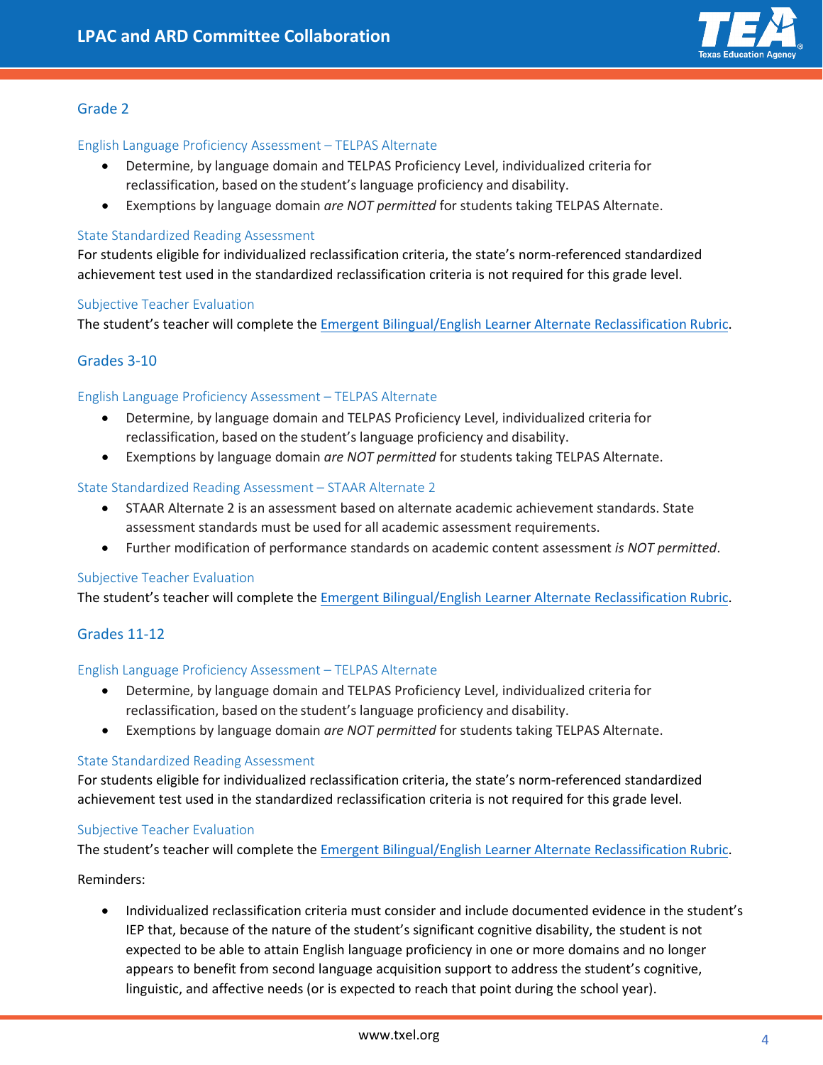## Grade 2

### English Language Proficiency Assessment – TELPAS Alternate

- Determine, by language domain and TELPAS Proficiency Level, individualized criteria for reclassification, based on the student's language proficiency and disability.
- Exemptions by language domain *are NOT permitted* for students taking TELPAS Alternate.

### State Standardized Reading Assessment

For students eligible for individualized reclassification criteria, the state's norm-referenced standardized achievement test used in the standardized reclassification criteria is not required for this grade level.

### Subjective Teacher Evaluation

The student's teacher will complete the Emergent Bilingual/English Learner Alternate Reclassification Rubric.

## Grades 3-10

### English Language Proficiency Assessment – TELPAS Alternate

- Determine, by language domain and TELPAS Proficiency Level, individualized criteria for reclassification, based on the student's language proficiency and disability.
- Exemptions by language domain *are NOT permitted* for students taking TELPAS Alternate.

### State Standardized Reading Assessment – STAAR Alternate 2

- STAAR Alternate 2 is an assessment based on alternate academic achievement standards. State assessment standards must be used for all academic assessment requirements.
- Further modification of performance standards on academic content assessment *is NOT permitted*.

### Subjective Teacher Evaluation

The student's teacher will complete the Emergent Bilingual/English Learner Alternate Reclassification Rubric.

## Grades 11-12

### English Language Proficiency Assessment – TELPAS Alternate

- Determine, by language domain and TELPAS Proficiency Level, individualized criteria for reclassification, based on the student's language proficiency and disability.
- Exemptions by language domain *are NOT permitted* for students taking TELPAS Alternate.

### State Standardized Reading Assessment

For students eligible for individualized reclassification criteria, the state's norm-referenced standardized achievement test used in the standardized reclassification criteria is not required for this grade level.

### Subjective Teacher Evaluation

The student's teacher will complete the Emergent Bilingual/English Learner Alternate Reclassification Rubric.

Reminders:

- Individualized reclassification criteria must consider and include documented evidence in the student's IEP that, because of the nature of the student's significant cognitive disability, the student is not expected to be able to attain English language proficiency in one or more domains and no longer appears to benefit from second language acquisition support to address the student's cognitive, linguistic, and affective needs (or is expected to reach that point during the school year).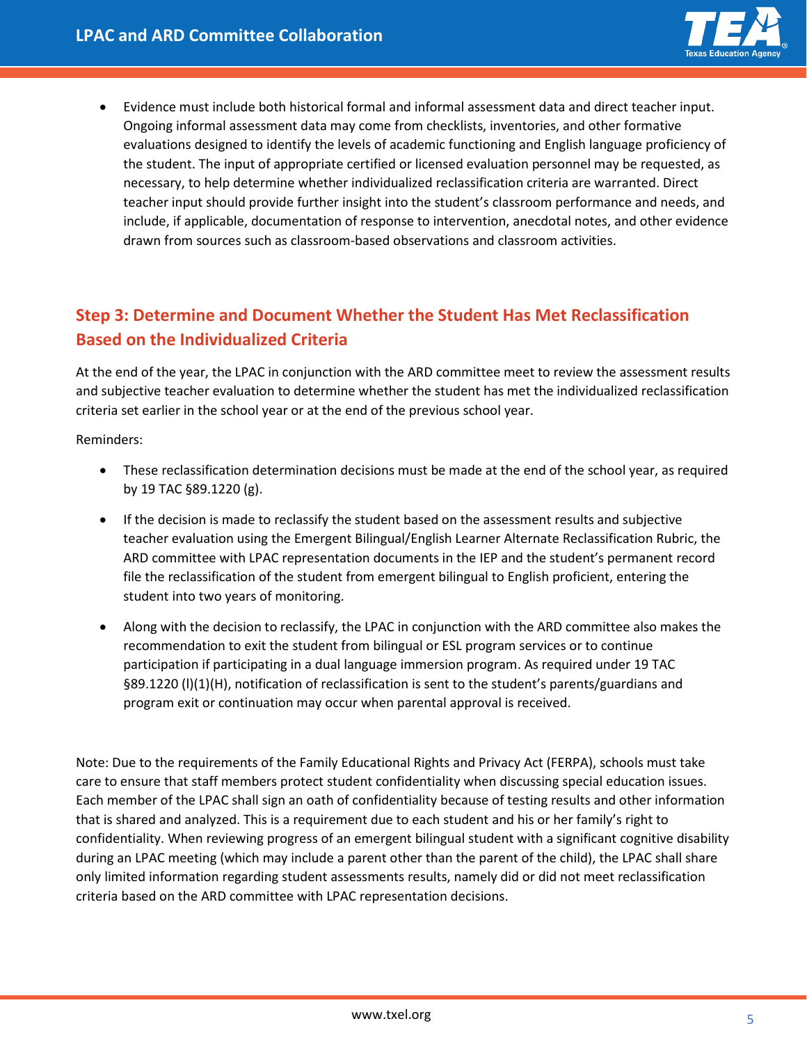- Evidence must include both historical formal and informal assessment data and direct teacher input. Ongoing informal assessment data may come from checklists, inventories, and other formative evaluations designed to identify the levels of academic functioning and English language proficiency of the student. The input of appropriate certified or licensed evaluation personnel may be requested, as necessary, to help determine whether individualized reclassification criteria are warranted. Direct teacher input should provide further insight into the student's classroom performance and needs, and include, if applicable, documentation of response to intervention, anecdotal notes, and other evidence drawn from sources such as classroom-based observations and classroom activities.

## Step 3: Determine and Document Whether the Student Has Met Reclassification Based on the Individualized Criteria

At the end of the year, the LPAC in conjunction with the ARD committee meet to review the assessment results and subjective teacher evaluation to determine whether the student has met the individualized reclassification criteria set earlier in the school year or at the end of the previous school year.

Reminders:

- These reclassification determination decisions must be made at the end of the school year, as required by 19 TAC §89.1220 (g).
- If the decision is made to reclassify the student based on the assessment results and subjective teacher evaluation using the Emergent Bilingual/English Learner Alternate Reclassification Rubric, the ARD committee with LPAC representation documents in the IEP and the student's permanent record file the reclassification of the student from emergent bilingual to English proficient, entering the student into two years of monitoring.
- Along with the decision to reclassify, the LPAC in conjunction with the ARD committee also makes the recommendation to exit the student from bilingual or ESL program services or to continue participation if participating in a dual language immersion program. As required under 19 TAC §89.1220 (l)(1)(H), notification of reclassification is sent to the student's parents/guardians and program exit or continuation may occur when parental approval is received.

Note: Due to the requirements of the Family Educational Rights and Privacy Act (FERPA), schools must take care to ensure that staff members protect student confidentiality when discussing special education issues. Each member of the LPAC shall sign an oath of confidentiality because of testing results and other information that is shared and analyzed. This is a requirement due to each student and his or her family's right to confidentiality. When reviewing progress of an emergent bilingual student with a significant cognitive disability during an LPAC meeting (which may include a parent other than the parent of the child), the LPAC shall share only limited information regarding student assessments results, namely did or did not meet reclassification criteria based on the ARD committee with LPAC representation decisions.